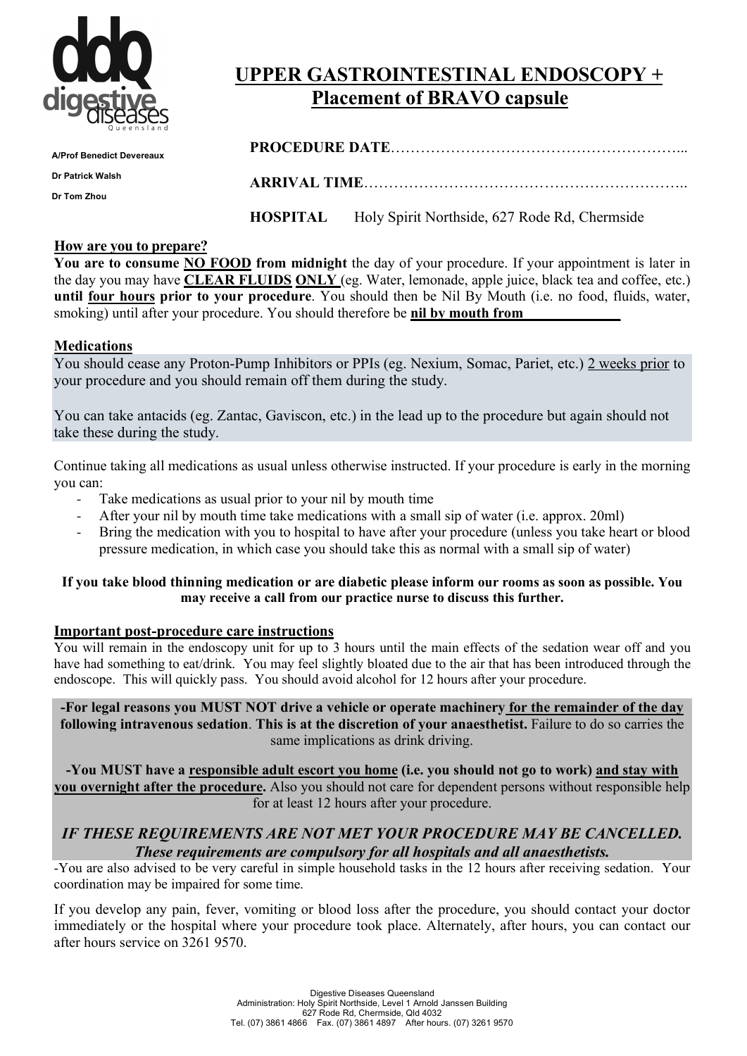digestive diseases Queensland

A/Prof Benedict Devereaux

Dr Patrick Walsh

Dr Tom Zhou

# UPPER GASTROINTESTINAL ENDOSCOPY + Placement of BRAVO capsule

**PROCEDURE DATE**…………………………………………………...

**ARRIVAL TIME**……………………………………………………..

**HOSPITAL** Holy Spirit Northside, 627 Rode Rd, Chermside

## How are you to prepare?

**You are to consume NO FOOD from midnight** the day of your procedure. If your appointment is later in the day you may have **CLEAR FLUIDS ONLY** (eg. Water, lemonade, apple juice, black tea and coffee, etc.) **until four hours prior to your procedure**. You should then be Nil By Mouth (i.e. no food, fluids, water, smoking) until after your procedure. You should therefore be **nil by mouth from** ____________

## Medications

You should cease any Proton-Pump Inhibitors or PPIs (eg. Nexium, Somac, Pariet, etc.) 2 weeks prior to your procedure and you should remain off them during the study.

You can take antacids (eg. Zantac, Gaviscon, etc.) in the lead up to the procedure but again should not take these during the study.

Continue taking all medications as usual unless otherwise instructed. If your procedure is early in the morning you can:

- Take medications as usual prior to your nil by mouth time
- After your nil by mouth time take medications with a small sip of water (i.e. approx. 20ml)
- Bring the medication with you to hospital to have after your procedure (unless you take heart or blood pressure medication, in which case you should take this as normal with a small sip of water)

**If you take blood thinning medication or are diabetic please inform our rooms as soon as possible. You may receive a call from our practice nurse to discuss this further.**

## Important post-procedure care instructions

You will remain in the endoscopy unit for up to 3 hours until the main effects of the sedation wear off and you have had something to eat/drink. You may feel slightly bloated due to the air that has been introduced through the endoscope. This will quickly pass. You should avoid alcohol for 12 hours after your procedure.

**-For legal reasons you MUST NOT drive a vehicle or operate machinery for the remainder of the day following intravenous sedation**. **This is at the discretion of your anaesthetist.** Failure to do so carries the same implications as drink driving.

**-You MUST have a responsible adult escort you home (i.e. you should not go to work) and stay with you overnight after the procedure.** Also you should not care for dependent persons without responsible help for at least 12 hours after your procedure.

***IF THESE REQUIREMENTS ARE NOT MET YOUR PROCEDURE MAY BE CANCELLED. These requirements are compulsory for all hospitals and all anaesthetists.***

-You are also advised to be very careful in simple household tasks in the 12 hours after receiving sedation. Your coordination may be impaired for some time.

If you develop any pain, fever, vomiting or blood loss after the procedure, you should contact your doctor immediately or the hospital where your procedure took place. Alternately, after hours, you can contact our after hours service on 3261 9570.

Digestive Diseases Queensland
Administration: Holy Spirit Northside, Level 1 Arnold Janssen Building
627 Rode Rd, Chermside, Qld 4032
Tel. (07) 3861 4866 Fax. (07) 3861 4897 After hours. (07) 3261 9570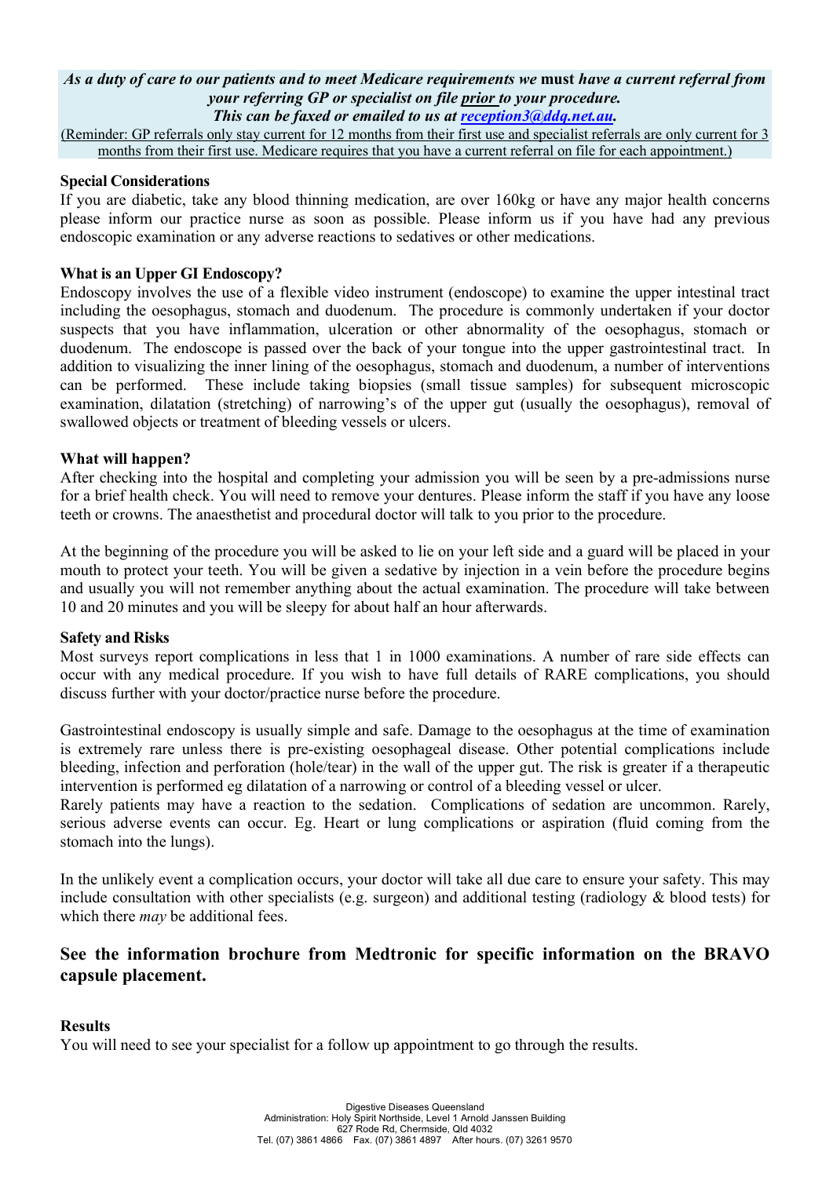***As a duty of care to our patients and to meet Medicare requirements we* must *have a current referral from your referring GP or specialist on file prior to your procedure.***
***This can be faxed or emailed to us at reception3@ddq.net.au.***
(Reminder: GP referrals only stay current for 12 months from their first use and specialist referrals are only current for 3 months from their first use. Medicare requires that you have a current referral on file for each appointment.)

**Special Considerations**

If you are diabetic, take any blood thinning medication, are over 160kg or have any major health concerns please inform our practice nurse as soon as possible. Please inform us if you have had any previous endoscopic examination or any adverse reactions to sedatives or other medications.

**What is an Upper GI Endoscopy?**

Endoscopy involves the use of a flexible video instrument (endoscope) to examine the upper intestinal tract including the oesophagus, stomach and duodenum. The procedure is commonly undertaken if your doctor suspects that you have inflammation, ulceration or other abnormality of the oesophagus, stomach or duodenum. The endoscope is passed over the back of your tongue into the upper gastrointestinal tract. In addition to visualizing the inner lining of the oesophagus, stomach and duodenum, a number of interventions can be performed. These include taking biopsies (small tissue samples) for subsequent microscopic examination, dilatation (stretching) of narrowing's of the upper gut (usually the oesophagus), removal of swallowed objects or treatment of bleeding vessels or ulcers.

**What will happen?**

After checking into the hospital and completing your admission you will be seen by a pre-admissions nurse for a brief health check. You will need to remove your dentures. Please inform the staff if you have any loose teeth or crowns. The anaesthetist and procedural doctor will talk to you prior to the procedure.

At the beginning of the procedure you will be asked to lie on your left side and a guard will be placed in your mouth to protect your teeth. You will be given a sedative by injection in a vein before the procedure begins and usually you will not remember anything about the actual examination. The procedure will take between 10 and 20 minutes and you will be sleepy for about half an hour afterwards.

**Safety and Risks**

Most surveys report complications in less that 1 in 1000 examinations. A number of rare side effects can occur with any medical procedure. If you wish to have full details of RARE complications, you should discuss further with your doctor/practice nurse before the procedure.

Gastrointestinal endoscopy is usually simple and safe. Damage to the oesophagus at the time of examination is extremely rare unless there is pre-existing oesophageal disease. Other potential complications include bleeding, infection and perforation (hole/tear) in the wall of the upper gut. The risk is greater if a therapeutic intervention is performed eg dilatation of a narrowing or control of a bleeding vessel or ulcer.
Rarely patients may have a reaction to the sedation. Complications of sedation are uncommon. Rarely, serious adverse events can occur. Eg. Heart or lung complications or aspiration (fluid coming from the stomach into the lungs).

In the unlikely event a complication occurs, your doctor will take all due care to ensure your safety. This may include consultation with other specialists (e.g. surgeon) and additional testing (radiology & blood tests) for which there *may* be additional fees.

## See the information brochure from Medtronic for specific information on the BRAVO capsule placement.

**Results**

You will need to see your specialist for a follow up appointment to go through the results.

Digestive Diseases Queensland
Administration: Holy Spirit Northside, Level 1 Arnold Janssen Building
627 Rode Rd, Chermside, Qld 4032
Tel. (07) 3861 4866 Fax. (07) 3861 4897 After hours. (07) 3261 9570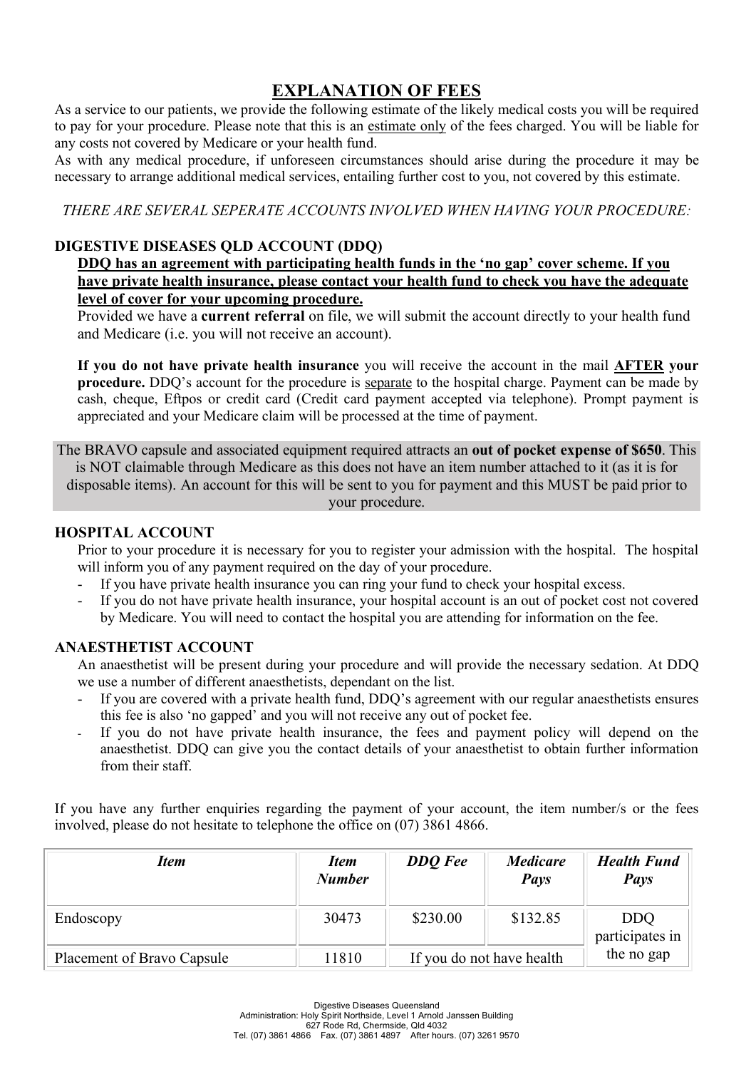# EXPLANATION OF FEES

As a service to our patients, we provide the following estimate of the likely medical costs you will be required to pay for your procedure. Please note that this is an estimate only of the fees charged. You will be liable for any costs not covered by Medicare or your health fund.

As with any medical procedure, if unforeseen circumstances should arise during the procedure it may be necessary to arrange additional medical services, entailing further cost to you, not covered by this estimate.

*THERE ARE SEVERAL SEPERATE ACCOUNTS INVOLVED WHEN HAVING YOUR PROCEDURE:*

### DIGESTIVE DISEASES QLD ACCOUNT (DDQ)

**DDQ has an agreement with participating health funds in the 'no gap' cover scheme. If you have private health insurance, please contact your health fund to check you have the adequate level of cover for your upcoming procedure.**

Provided we have a **current referral** on file, we will submit the account directly to your health fund and Medicare (i.e. you will not receive an account).

**If you do not have private health insurance** you will receive the account in the mail **AFTER your procedure.** DDQ's account for the procedure is separate to the hospital charge. Payment can be made by cash, cheque, Eftpos or credit card (Credit card payment accepted via telephone). Prompt payment is appreciated and your Medicare claim will be processed at the time of payment.

The BRAVO capsule and associated equipment required attracts an **out of pocket expense of $650**. This is NOT claimable through Medicare as this does not have an item number attached to it (as it is for disposable items). An account for this will be sent to you for payment and this MUST be paid prior to your procedure.

### HOSPITAL ACCOUNT

Prior to your procedure it is necessary for you to register your admission with the hospital. The hospital will inform you of any payment required on the day of your procedure.

- If you have private health insurance you can ring your fund to check your hospital excess.
- If you do not have private health insurance, your hospital account is an out of pocket cost not covered by Medicare. You will need to contact the hospital you are attending for information on the fee.

### ANAESTHETIST ACCOUNT

An anaesthetist will be present during your procedure and will provide the necessary sedation. At DDQ we use a number of different anaesthetists, dependant on the list.

- If you are covered with a private health fund, DDQ's agreement with our regular anaesthetists ensures this fee is also 'no gapped' and you will not receive any out of pocket fee.
- If you do not have private health insurance, the fees and payment policy will depend on the anaesthetist. DDQ can give you the contact details of your anaesthetist to obtain further information from their staff.

If you have any further enquiries regarding the payment of your account, the item number/s or the fees involved, please do not hesitate to telephone the office on (07) 3861 4866.

| *Item* | *Item Number* | *DDQ Fee* | *Medicare Pays* | *Health Fund Pays* |
|---|---|---|---|---|
| Endoscopy | 30473 | $230.00 | $132.85 | DDQ participates in the no gap |
| Placement of Bravo Capsule | 11810 | If you do not have health | | |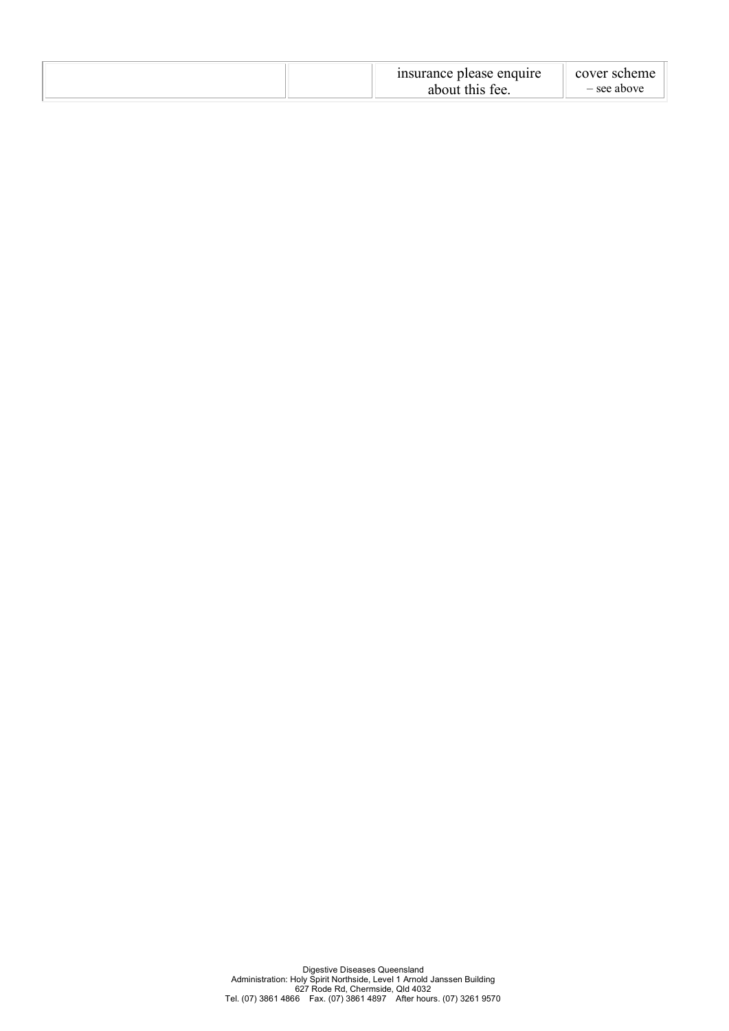| | | | |
|---|---|---|---|
| | | insurance please enquire about this fee. | cover scheme – see above |

Digestive Diseases Queensland
Administration: Holy Spirit Northside, Level 1 Arnold Janssen Building
627 Rode Rd, Chermside, Qld 4032
Tel. (07) 3861 4866 Fax. (07) 3861 4897 After hours. (07) 3261 9570